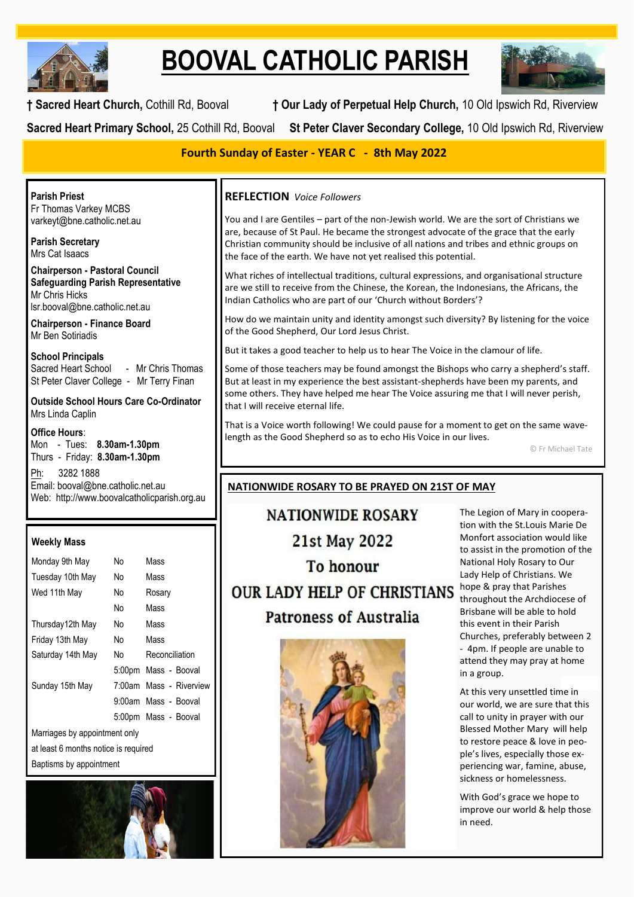# BOOVAL CATHOLIC PARISH

**† Sacred Heart Church,** Cothill Rd, Booval **† Our Lady of Perpetual Help Church,** 10 Old Ipswich Rd, Riverview

**Sacred Heart Primary School,** 25 Cothill Rd, Booval **St Peter Claver Secondary College,** 10 Old Ipswich Rd, Riverview

**Fourth Sunday of Easter - YEAR C - 8th May 2022**

**Parish Priest**
Fr Thomas Varkey MCBS
varkeyt@bne.catholic.net.au

**Parish Secretary**
Mrs Cat Isaacs

**Chairperson - Pastoral Council**
**Safeguarding Parish Representative**
Mr Chris Hicks
lsr.booval@bne.catholic.net.au

**Chairperson - Finance Board**
Mr Ben Sotiriadis

**School Principals**
Sacred Heart School - Mr Chris Thomas
St Peter Claver College - Mr Terry Finan

**Outside School Hours Care Co-Ordinator**
Mrs Linda Caplin

**Office Hours**:
Mon - Tues: **8.30am-1.30pm**
Thurs - Friday: **8.30am-1.30pm**

Ph: 3282 1888
Email: booval@bne.catholic.net.au
Web: http://www.boovalcatholicparish.org.au

**Weekly Mass**

| | | |
|---|---|---|
| Monday 9th May | No | Mass |
| Tuesday 10th May | No | Mass |
| Wed 11th May | No | Rosary |
| | No | Mass |
| Thursday12th May | No | Mass |
| Friday 13th May | No | Mass |
| Saturday 14th May | No | Reconciliation |
| | 5:00pm | Mass - Booval |
| Sunday 15th May | 7:00am | Mass - Riverview |
| | 9:00am | Mass - Booval |
| | 5:00pm | Mass - Booval |

Marriages by appointment only
at least 6 months notice is required
Baptisms by appointment

## REFLECTION *Voice Followers*

You and I are Gentiles – part of the non-Jewish world. We are the sort of Christians we are, because of St Paul. He became the strongest advocate of the grace that the early Christian community should be inclusive of all nations and tribes and ethnic groups on the face of the earth. We have not yet realised this potential.

What riches of intellectual traditions, cultural expressions, and organisational structure are we still to receive from the Chinese, the Korean, the Indonesians, the Africans, the Indian Catholics who are part of our 'Church without Borders'?

How do we maintain unity and identity amongst such diversity? By listening for the voice of the Good Shepherd, Our Lord Jesus Christ.

But it takes a good teacher to help us to hear The Voice in the clamour of life.

Some of those teachers may be found amongst the Bishops who carry a shepherd's staff. But at least in my experience the best assistant-shepherds have been my parents, and some others. They have helped me hear The Voice assuring me that I will never perish, that I will receive eternal life.

That is a Voice worth following! We could pause for a moment to get on the same wave-length as the Good Shepherd so as to echo His Voice in our lives.

© Fr Michael Tate

## NATIONWIDE ROSARY TO BE PRAYED ON 21ST OF MAY

NATIONWIDE ROSARY
21st May 2022
To honour
OUR LADY HELP OF CHRISTIANS
Patroness of Australia

The Legion of Mary in cooperation with the St.Louis Marie De Monfort association would like to assist in the promotion of the National Holy Rosary to Our Lady Help of Christians. We hope & pray that Parishes throughout the Archdiocese of Brisbane will be able to hold this event in their Parish Churches, preferably between 2 - 4pm. If people are unable to attend they may pray at home in a group.

At this very unsettled time in our world, we are sure that this call to unity in prayer with our Blessed Mother Mary will help to restore peace & love in people's lives, especially those experiencing war, famine, abuse, sickness or homelessness.

With God's grace we hope to improve our world & help those in need.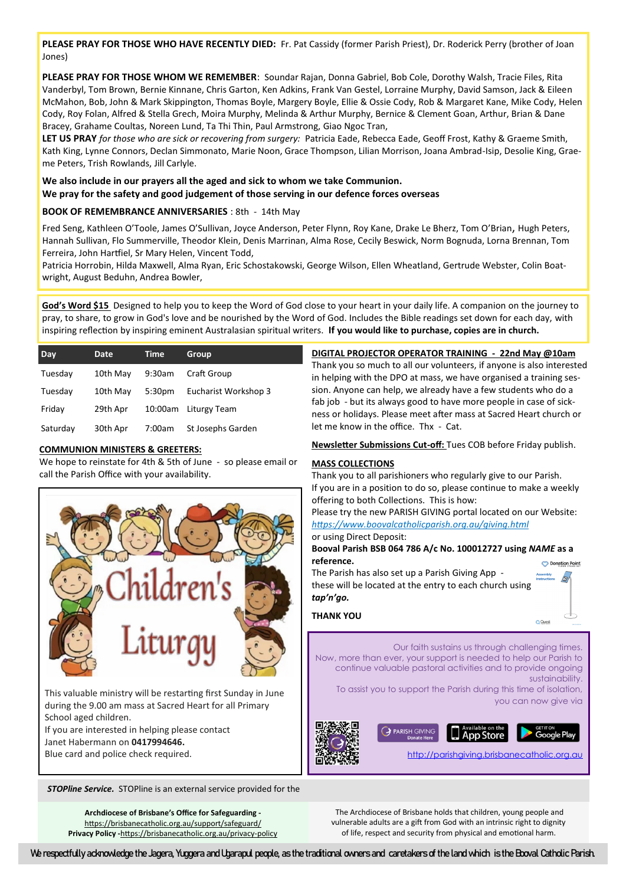**PLEASE PRAY FOR THOSE WHO HAVE RECENTLY DIED:** Fr. Pat Cassidy (former Parish Priest), Dr. Roderick Perry (brother of Joan Jones)

**PLEASE PRAY FOR THOSE WHOM WE REMEMBER**: Soundar Rajan, Donna Gabriel, Bob Cole, Dorothy Walsh, Tracie Files, Rita Vanderbyl, Tom Brown, Bernie Kinnane, Chris Garton, Ken Adkins, Frank Van Gestel, Lorraine Murphy, David Samson, Jack & Eileen McMahon, Bob, John & Mark Skippington, Thomas Boyle, Margery Boyle, Ellie & Ossie Cody, Rob & Margaret Kane, Mike Cody, Helen Cody, Roy Folan, Alfred & Stella Grech, Moira Murphy, Melinda & Arthur Murphy, Bernice & Clement Goan, Arthur, Brian & Dane Bracey, Grahame Coultas, Noreen Lund, Ta Thi Thin, Paul Armstrong, Giao Ngoc Tran,

**LET US PRAY** *for those who are sick or recovering from surgery:* Patricia Eade, Rebecca Eade, Geoff Frost, Kathy & Graeme Smith, Kath King, Lynne Connors, Declan Simmonato, Marie Noon, Grace Thompson, Lilian Morrison, Joana Ambrad-Isip, Desolie King, Graeme Peters, Trish Rowlands, Jill Carlyle.

**We also include in our prayers all the aged and sick to whom we take Communion.**
**We pray for the safety and good judgement of those serving in our defence forces overseas**

**BOOK OF REMEMBRANCE ANNIVERSARIES** : 8th - 14th May

Fred Seng, Kathleen O'Toole, James O'Sullivan, Joyce Anderson, Peter Flynn, Roy Kane, Drake Le Bherz, Tom O'Brian, Hugh Peters, Hannah Sullivan, Flo Summerville, Theodor Klein, Denis Marrinan, Alma Rose, Cecily Beswick, Norm Bognuda, Lorna Brennan, Tom Ferreira, John Hartfiel, Sr Mary Helen, Vincent Todd,
Patricia Horrobin, Hilda Maxwell, Alma Ryan, Eric Schostakowski, George Wilson, Ellen Wheatland, Gertrude Webster, Colin Boatwright, August Beduhn, Andrea Bowler,

**God's Word $15** Designed to help you to keep the Word of God close to your heart in your daily life. A companion on the journey to pray, to share, to grow in God's love and be nourished by the Word of God. Includes the Bible readings set down for each day, with inspiring reflection by inspiring eminent Australasian spiritual writers. **If you would like to purchase, copies are in church.**

| Day | Date | Time | Group |
|---|---|---|---|
| Tuesday | 10th May | 9:30am | Craft Group |
| Tuesday | 10th May | 5:30pm | Eucharist Workshop 3 |
| Friday | 29th Apr | 10:00am | Liturgy Team |
| Saturday | 30th Apr | 7:00am | St Josephs Garden |

**COMMUNION MINISTERS & GREETERS:**
We hope to reinstate for 4th & 5th of June - so please email or call the Parish Office with your availability.

**Children's Liturgy**

This valuable ministry will be restarting first Sunday in June during the 9.00 am mass at Sacred Heart for all Primary School aged children.
If you are interested in helping please contact Janet Habermann on **0417994646.**
Blue card and police check required.

**DIGITAL PROJECTOR OPERATOR TRAINING - 22nd May @10am**
Thank you so much to all our volunteers, if anyone is also interested in helping with the DPO at mass, we have organised a training session. Anyone can help, we already have a few students who do a fab job - but its always good to have more people in case of sickness or holidays. Please meet after mass at Sacred Heart church or let me know in the office. Thx - Cat.

**Newsletter Submissions Cut-off:** Tues COB before Friday publish.

**MASS COLLECTIONS**
Thank you to all parishioners who regularly give to our Parish.
If you are in a position to do so, please continue to make a weekly offering to both Collections. This is how:
Please try the new PARISH GIVING portal located on our Website:
*https://www.boovalcatholicparish.org.au/giving.html*
or using Direct Deposit:
**Boval Parish BSB 064 786 A/c No. 100012727 using *NAME* as a reference.**
The Parish has also set up a Parish Giving App - these will be located at the entry to each church using ***tap'n'go.***

**THANK YOU**

Our faith sustains us through challenging times.
Now, more than ever, your support is needed to help our Parish to continue valuable pastoral activities and to provide ongoing sustainability.
To assist you to support the Parish during this time of isolation, you can now give via

http://parishgiving.brisbanecatholic.org.au

***STOPline Service.*** STOPline is an external service provided for the

**Archdiocese of Brisbane's Office for Safeguarding -** https://brisbanecatholic.org.au/support/safeguard/
**Privacy Policy -**https://brisbanecatholic.org.au/privacy-policy

The Archdiocese of Brisbane holds that children, young people and vulnerable adults are a gift from God with an intrinsic right to dignity of life, respect and security from physical and emotional harm.

We respectfully acknowledge the Jagera, Yuggera and Ugarapul people, as the traditional owners and caretakers of the land which is the Booval Catholic Parish.